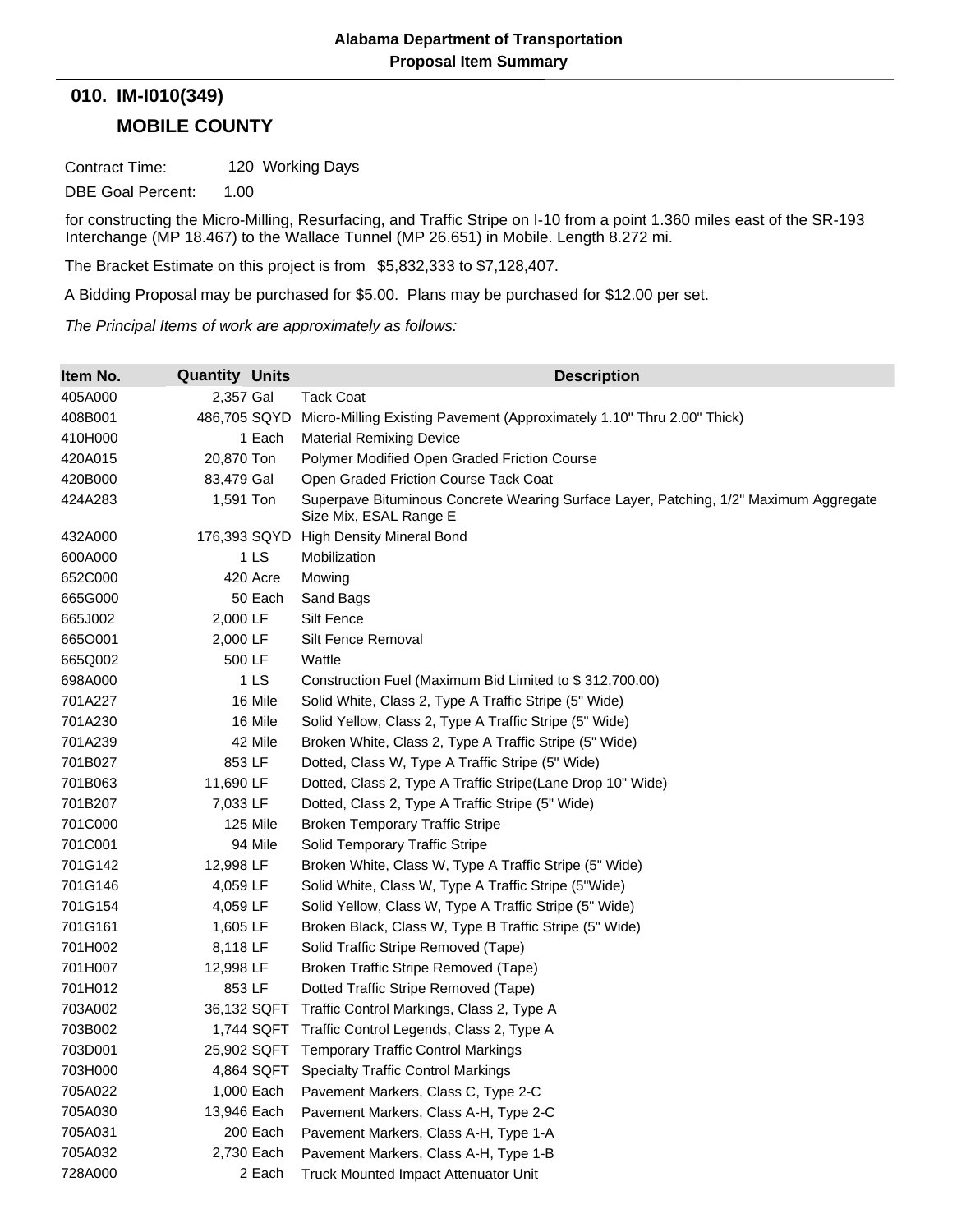**Alabama Department of Transportation**
**Proposal Item Summary**

## 010. IM-I010(349)

## MOBILE COUNTY

Contract Time: 120 Working Days

DBE Goal Percent: 1.00

for constructing the Micro-Milling, Resurfacing, and Traffic Stripe on I-10 from a point 1.360 miles east of the SR-193 Interchange (MP 18.467) to the Wallace Tunnel (MP 26.651) in Mobile. Length 8.272 mi.

The Bracket Estimate on this project is from $5,832,333 to $7,128,407.

A Bidding Proposal may be purchased for $5.00. Plans may be purchased for $12.00 per set.

*The Principal Items of work are approximately as follows:*

| Item No. | Quantity | Units | Description |
|---|---|---|---|
| 405A000 | 2,357 | Gal | Tack Coat |
| 408B001 | 486,705 | SQYD | Micro-Milling Existing Pavement (Approximately 1.10" Thru 2.00" Thick) |
| 410H000 | 1 | Each | Material Remixing Device |
| 420A015 | 20,870 | Ton | Polymer Modified Open Graded Friction Course |
| 420B000 | 83,479 | Gal | Open Graded Friction Course Tack Coat |
| 424A283 | 1,591 | Ton | Superpave Bituminous Concrete Wearing Surface Layer, Patching, 1/2" Maximum Aggregate Size Mix, ESAL Range E |
| 432A000 | 176,393 | SQYD | High Density Mineral Bond |
| 600A000 | 1 | LS | Mobilization |
| 652C000 | 420 | Acre | Mowing |
| 665G000 | 50 | Each | Sand Bags |
| 665J002 | 2,000 | LF | Silt Fence |
| 665O001 | 2,000 | LF | Silt Fence Removal |
| 665Q002 | 500 | LF | Wattle |
| 698A000 | 1 | LS | Construction Fuel (Maximum Bid Limited to $ 312,700.00) |
| 701A227 | 16 | Mile | Solid White, Class 2, Type A Traffic Stripe (5" Wide) |
| 701A230 | 16 | Mile | Solid Yellow, Class 2, Type A Traffic Stripe (5" Wide) |
| 701A239 | 42 | Mile | Broken White, Class 2, Type A Traffic Stripe (5" Wide) |
| 701B027 | 853 | LF | Dotted, Class W, Type A Traffic Stripe (5" Wide) |
| 701B063 | 11,690 | LF | Dotted, Class 2, Type A Traffic Stripe(Lane Drop 10" Wide) |
| 701B207 | 7,033 | LF | Dotted, Class 2, Type A Traffic Stripe (5" Wide) |
| 701C000 | 125 | Mile | Broken Temporary Traffic Stripe |
| 701C001 | 94 | Mile | Solid Temporary Traffic Stripe |
| 701G142 | 12,998 | LF | Broken White, Class W, Type A Traffic Stripe (5" Wide) |
| 701G146 | 4,059 | LF | Solid White, Class W, Type A Traffic Stripe (5"Wide) |
| 701G154 | 4,059 | LF | Solid Yellow, Class W, Type A Traffic Stripe (5" Wide) |
| 701G161 | 1,605 | LF | Broken Black, Class W, Type B Traffic Stripe (5" Wide) |
| 701H002 | 8,118 | LF | Solid Traffic Stripe Removed (Tape) |
| 701H007 | 12,998 | LF | Broken Traffic Stripe Removed (Tape) |
| 701H012 | 853 | LF | Dotted Traffic Stripe Removed (Tape) |
| 703A002 | 36,132 | SQFT | Traffic Control Markings, Class 2, Type A |
| 703B002 | 1,744 | SQFT | Traffic Control Legends, Class 2, Type A |
| 703D001 | 25,902 | SQFT | Temporary Traffic Control Markings |
| 703H000 | 4,864 | SQFT | Specialty Traffic Control Markings |
| 705A022 | 1,000 | Each | Pavement Markers, Class C, Type 2-C |
| 705A030 | 13,946 | Each | Pavement Markers, Class A-H, Type 2-C |
| 705A031 | 200 | Each | Pavement Markers, Class A-H, Type 1-A |
| 705A032 | 2,730 | Each | Pavement Markers, Class A-H, Type 1-B |
| 728A000 | 2 | Each | Truck Mounted Impact Attenuator Unit |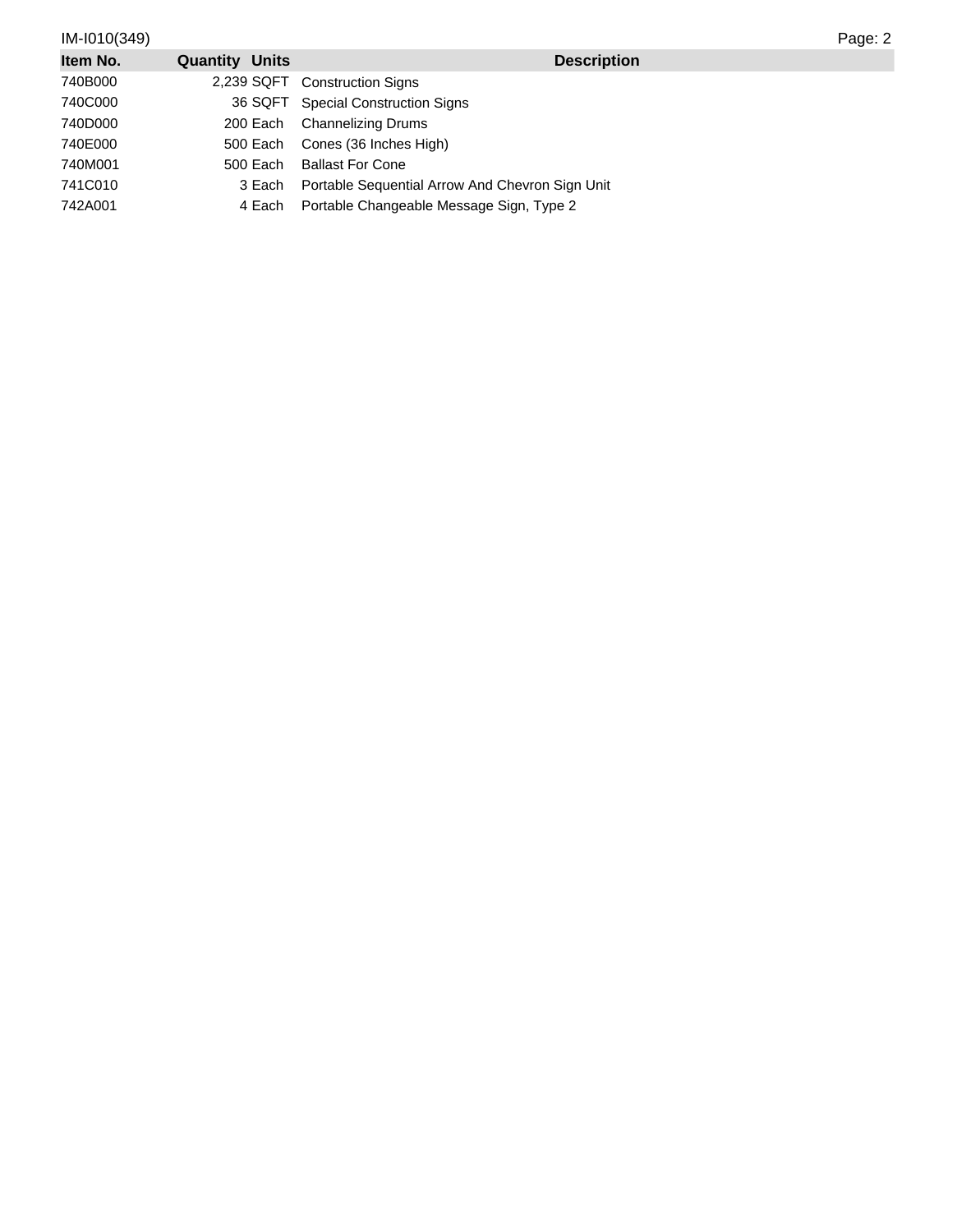| Item No. | Quantity | Units | Description |
| --- | --- | --- | --- |
| 740B000 | 2,239 | SQFT | Construction Signs |
| 740C000 | 36 | SQFT | Special Construction Signs |
| 740D000 | 200 | Each | Channelizing Drums |
| 740E000 | 500 | Each | Cones (36 Inches High) |
| 740M001 | 500 | Each | Ballast For Cone |
| 741C010 | 3 | Each | Portable Sequential Arrow And Chevron Sign Unit |
| 742A001 | 4 | Each | Portable Changeable Message Sign, Type 2 |